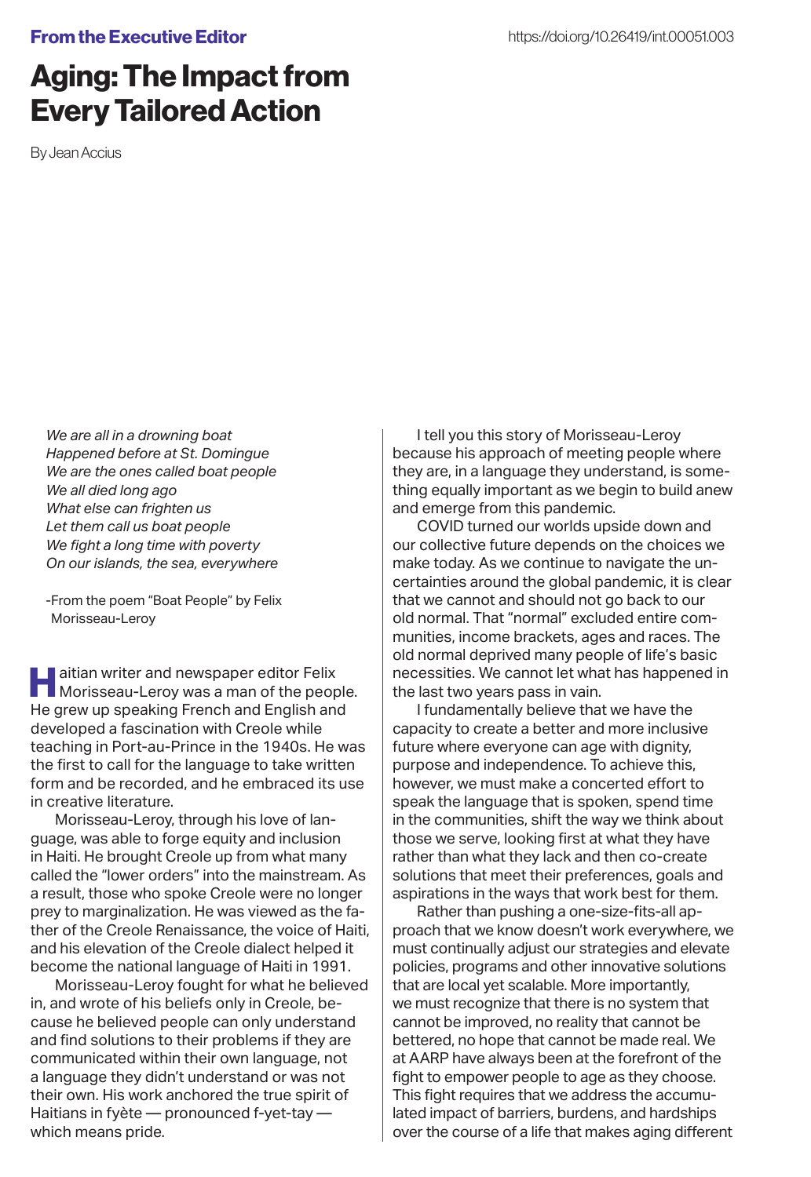**From the Executive Editor**

https://doi.org/10.26419/int.00051.003

# Aging: The Impact from Every Tailored Action

By Jean Accius

*We are all in a drowning boat*
*Happened before at St. Domingue*
*We are the ones called boat people*
*We all died long ago*
*What else can frighten us*
*Let them call us boat people*
*We fight a long time with poverty*
*On our islands, the sea, everywhere*

-From the poem "Boat People" by Felix Morisseau-Leroy

Haitian writer and newspaper editor Felix Morisseau-Leroy was a man of the people. He grew up speaking French and English and developed a fascination with Creole while teaching in Port-au-Prince in the 1940s. He was the first to call for the language to take written form and be recorded, and he embraced its use in creative literature.

Morisseau-Leroy, through his love of language, was able to forge equity and inclusion in Haiti. He brought Creole up from what many called the "lower orders" into the mainstream. As a result, those who spoke Creole were no longer prey to marginalization. He was viewed as the father of the Creole Renaissance, the voice of Haiti, and his elevation of the Creole dialect helped it become the national language of Haiti in 1991.

Morisseau-Leroy fought for what he believed in, and wrote of his beliefs only in Creole, because he believed people can only understand and find solutions to their problems if they are communicated within their own language, not a language they didn't understand or was not their own. His work anchored the true spirit of Haitians in fyète — pronounced f-yet-tay — which means pride.

I tell you this story of Morisseau-Leroy because his approach of meeting people where they are, in a language they understand, is something equally important as we begin to build anew and emerge from this pandemic.

COVID turned our worlds upside down and our collective future depends on the choices we make today. As we continue to navigate the uncertainties around the global pandemic, it is clear that we cannot and should not go back to our old normal. That "normal" excluded entire communities, income brackets, ages and races. The old normal deprived many people of life's basic necessities. We cannot let what has happened in the last two years pass in vain.

I fundamentally believe that we have the capacity to create a better and more inclusive future where everyone can age with dignity, purpose and independence. To achieve this, however, we must make a concerted effort to speak the language that is spoken, spend time in the communities, shift the way we think about those we serve, looking first at what they have rather than what they lack and then co-create solutions that meet their preferences, goals and aspirations in the ways that work best for them.

Rather than pushing a one-size-fits-all approach that we know doesn't work everywhere, we must continually adjust our strategies and elevate policies, programs and other innovative solutions that are local yet scalable. More importantly, we must recognize that there is no system that cannot be improved, no reality that cannot be bettered, no hope that cannot be made real. We at AARP have always been at the forefront of the fight to empower people to age as they choose. This fight requires that we address the accumulated impact of barriers, burdens, and hardships over the course of a life that makes aging different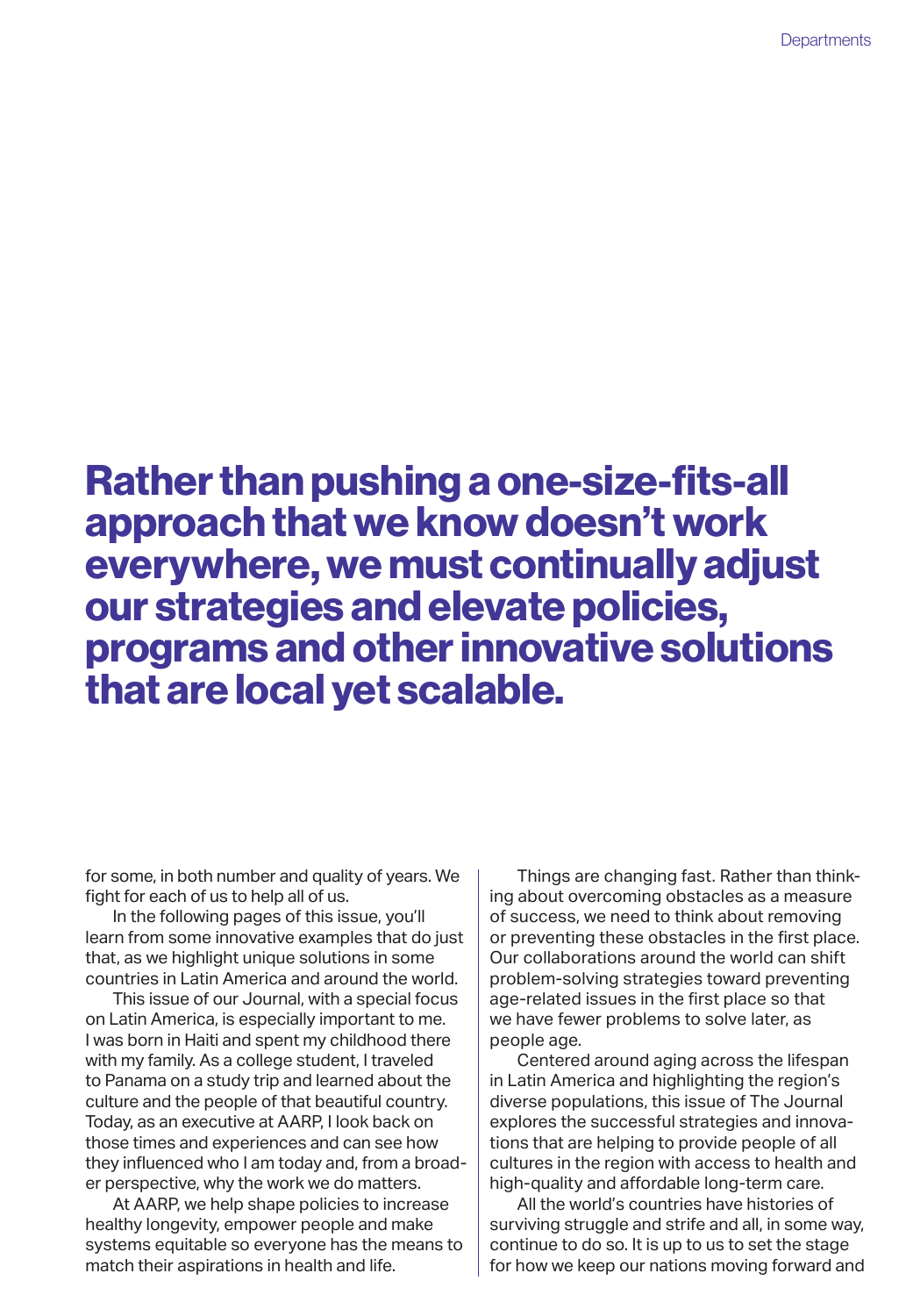**Rather than pushing a one-size-fits-all approach that we know doesn't work everywhere, we must continually adjust our strategies and elevate policies, programs and other innovative solutions that are local yet scalable.**

for some, in both number and quality of years. We fight for each of us to help all of us.

In the following pages of this issue, you'll learn from some innovative examples that do just that, as we highlight unique solutions in some countries in Latin America and around the world.

This issue of our Journal, with a special focus on Latin America, is especially important to me. I was born in Haiti and spent my childhood there with my family. As a college student, I traveled to Panama on a study trip and learned about the culture and the people of that beautiful country. Today, as an executive at AARP, I look back on those times and experiences and can see how they influenced who I am today and, from a broader perspective, why the work we do matters.

At AARP, we help shape policies to increase healthy longevity, empower people and make systems equitable so everyone has the means to match their aspirations in health and life.

Things are changing fast. Rather than thinking about overcoming obstacles as a measure of success, we need to think about removing or preventing these obstacles in the first place. Our collaborations around the world can shift problem-solving strategies toward preventing age-related issues in the first place so that we have fewer problems to solve later, as people age.

Centered around aging across the lifespan in Latin America and highlighting the region's diverse populations, this issue of The Journal explores the successful strategies and innovations that are helping to provide people of all cultures in the region with access to health and high-quality and affordable long-term care.

All the world's countries have histories of surviving struggle and strife and all, in some way, continue to do so. It is up to us to set the stage for how we keep our nations moving forward and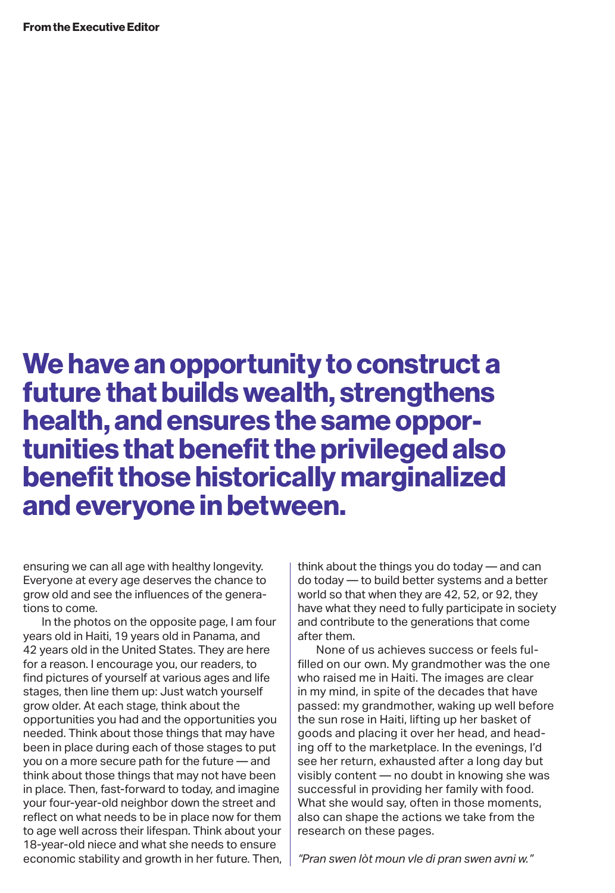**We have an opportunity to construct a future that builds wealth, strengthens health, and ensures the same opportunities that benefit the privileged also benefit those historically marginalized and everyone in between.**

ensuring we can all age with healthy longevity. Everyone at every age deserves the chance to grow old and see the influences of the generations to come.

In the photos on the opposite page, I am four years old in Haiti, 19 years old in Panama, and 42 years old in the United States. They are here for a reason. I encourage you, our readers, to find pictures of yourself at various ages and life stages, then line them up: Just watch yourself grow older. At each stage, think about the opportunities you had and the opportunities you needed. Think about those things that may have been in place during each of those stages to put you on a more secure path for the future — and think about those things that may not have been in place. Then, fast-forward to today, and imagine your four-year-old neighbor down the street and reflect on what needs to be in place now for them to age well across their lifespan. Think about your 18-year-old niece and what she needs to ensure economic stability and growth in her future. Then, think about the things you do today — and can do today — to build better systems and a better world so that when they are 42, 52, or 92, they have what they need to fully participate in society and contribute to the generations that come after them.

None of us achieves success or feels fulfilled on our own. My grandmother was the one who raised me in Haiti. The images are clear in my mind, in spite of the decades that have passed: my grandmother, waking up well before the sun rose in Haiti, lifting up her basket of goods and placing it over her head, and heading off to the marketplace. In the evenings, I'd see her return, exhausted after a long day but visibly content — no doubt in knowing she was successful in providing her family with food. What she would say, often in those moments, also can shape the actions we take from the research on these pages.

*"Pran swen lòt moun vle di pran swen avni w."*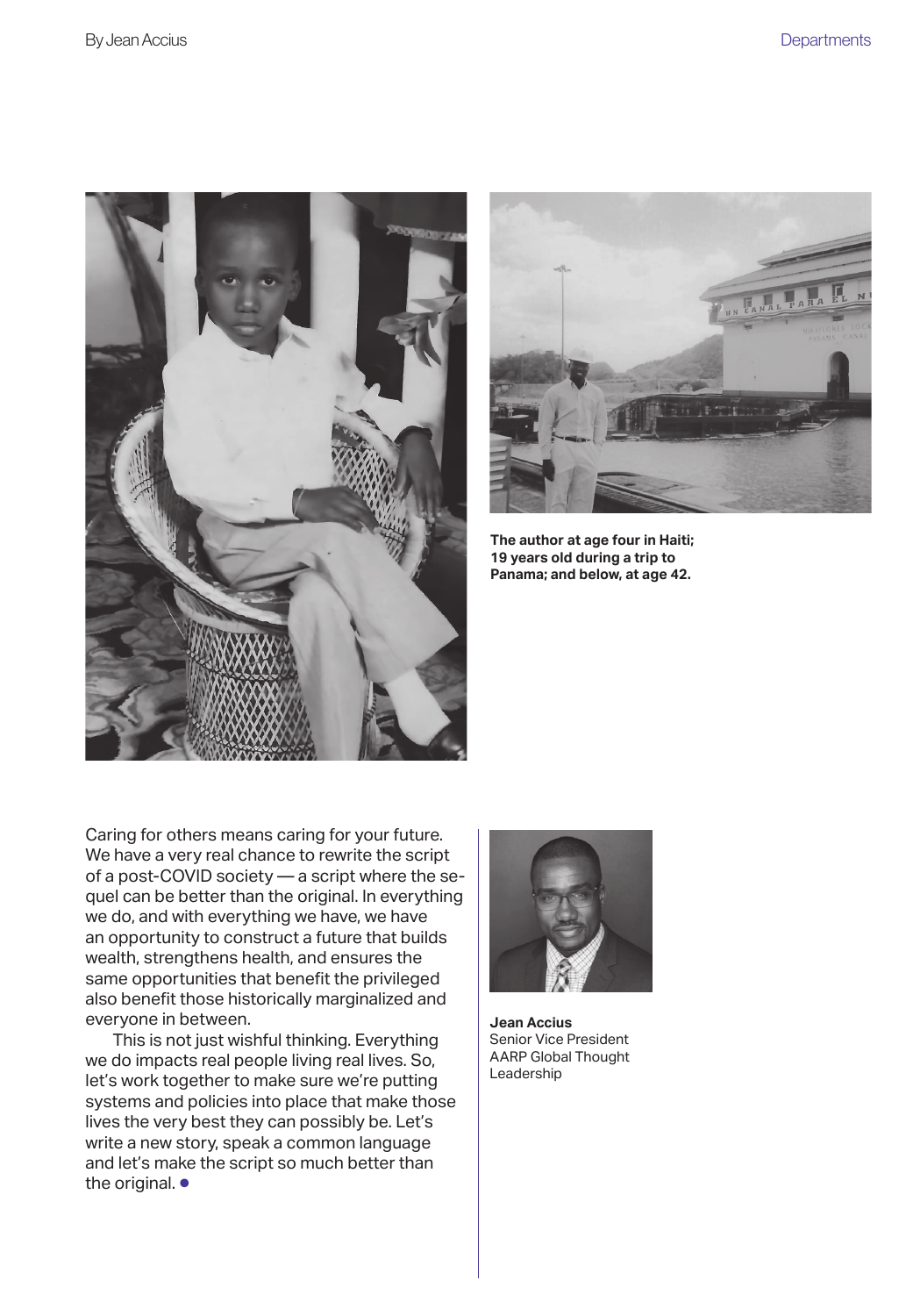The author at age four in Haiti; 19 years old during a trip to Panama; and below, at age 42.

Caring for others means caring for your future. We have a very real chance to rewrite the script of a post-COVID society — a script where the sequel can be better than the original. In everything we do, and with everything we have, we have an opportunity to construct a future that builds wealth, strengthens health, and ensures the same opportunities that benefit the privileged also benefit those historically marginalized and everyone in between.

This is not just wishful thinking. Everything we do impacts real people living real lives. So, let's work together to make sure we're putting systems and policies into place that make those lives the very best they can possibly be. Let's write a new story, speak a common language and let's make the script so much better than the original. ●

**Jean Accius**
Senior Vice President
AARP Global Thought Leadership